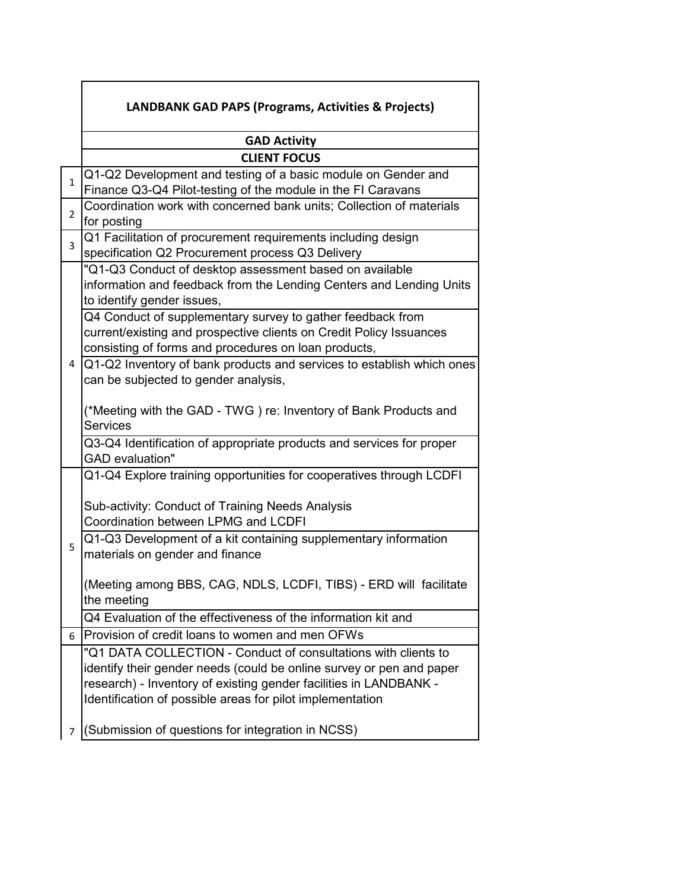| | LANDBANK GAD PAPS (Programs, Activities & Projects) |
|---|---|
| | **GAD Activity** |
| | **CLIENT FOCUS** |
| 1 | Q1-Q2 Development and testing of a basic module on Gender and Finance Q3-Q4 Pilot-testing of the module in the FI Caravans |
| 2 | Coordination work with concerned bank units; Collection of materials for posting |
| 3 | Q1 Facilitation of procurement requirements including design specification Q2 Procurement process Q3 Delivery |
| 4 | "Q1-Q3 Conduct of desktop assessment based on available information and feedback from the Lending Centers and Lending Units to identify gender issues, |
| | Q4 Conduct of supplementary survey to gather feedback from current/existing and prospective clients on Credit Policy Issuances consisting of forms and procedures on loan products, |
| | Q1-Q2 Inventory of bank products and services to establish which ones can be subjected to gender analysis,<br><br>(*Meeting with the GAD - TWG ) re: Inventory of Bank Products and Services |
| | Q3-Q4 Identification of appropriate products and services for proper GAD evaluation" |
| 5 | Q1-Q4 Explore training opportunities for cooperatives through LCDFI<br><br>Sub-activity: Conduct of Training Needs Analysis<br>Coordination between LPMG and LCDFI |
| | Q1-Q3 Development of a kit containing supplementary information materials on gender and finance<br><br>(Meeting among BBS, CAG, NDLS, LCDFI, TIBS) - ERD will facilitate the meeting |
| | Q4 Evaluation of the effectiveness of the information kit and |
| 6 | Provision of credit loans to women and men OFWs |
| 7 | "Q1 DATA COLLECTION - Conduct of consultations with clients to identify their gender needs (could be online survey or pen and paper research) - Inventory of existing gender facilities in LANDBANK - Identification of possible areas for pilot implementation<br><br>(Submission of questions for integration in NCSS) |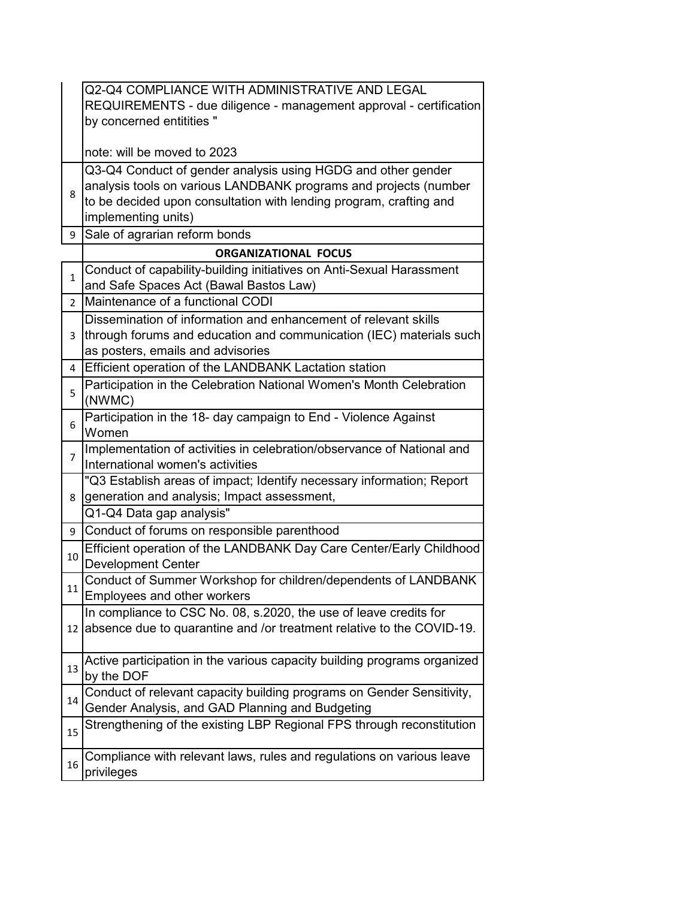|  |  |
|---|---|
|  | Q2-Q4 COMPLIANCE WITH ADMINISTRATIVE AND LEGAL REQUIREMENTS - due diligence - management approval - certification by concerned entitities "<br><br>note: will be moved to 2023 |
| 8 | Q3-Q4 Conduct of gender analysis using HGDG and other gender analysis tools on various LANDBANK programs and projects (number to be decided upon consultation with lending program, crafting and implementing units) |
| 9 | Sale of agrarian reform bonds |
|  | **ORGANIZATIONAL FOCUS** |
| 1 | Conduct of capability-building initiatives on Anti-Sexual Harassment and Safe Spaces Act (Bawal Bastos Law) |
| 2 | Maintenance of a functional CODI |
| 3 | Dissemination of information and enhancement of relevant skills through forums and education and communication (IEC) materials such as posters, emails and advisories |
| 4 | Efficient operation of the LANDBANK Lactation station |
| 5 | Participation in the Celebration National Women's Month Celebration (NWMC) |
| 6 | Participation in the 18- day campaign to End - Violence Against Women |
| 7 | Implementation of activities in celebration/observance of National and International women's activities |
| 8 | "Q3 Establish areas of impact; Identify necessary information; Report generation and analysis; Impact assessment, |
|  | Q1-Q4 Data gap analysis" |
| 9 | Conduct of forums on responsible parenthood |
| 10 | Efficient operation of the LANDBANK Day Care Center/Early Childhood Development Center |
| 11 | Conduct of Summer Workshop for children/dependents of LANDBANK Employees and other workers |
| 12 | In compliance to CSC No. 08, s.2020, the use of leave credits for absence due to quarantine and /or treatment relative to the COVID-19. |
| 13 | Active participation in the various capacity building programs organized by the DOF |
| 14 | Conduct of relevant capacity building programs on Gender Sensitivity, Gender Analysis, and GAD Planning and Budgeting |
| 15 | Strengthening of the existing LBP Regional FPS through reconstitution |
| 16 | Compliance with relevant laws, rules and regulations on various leave privileges |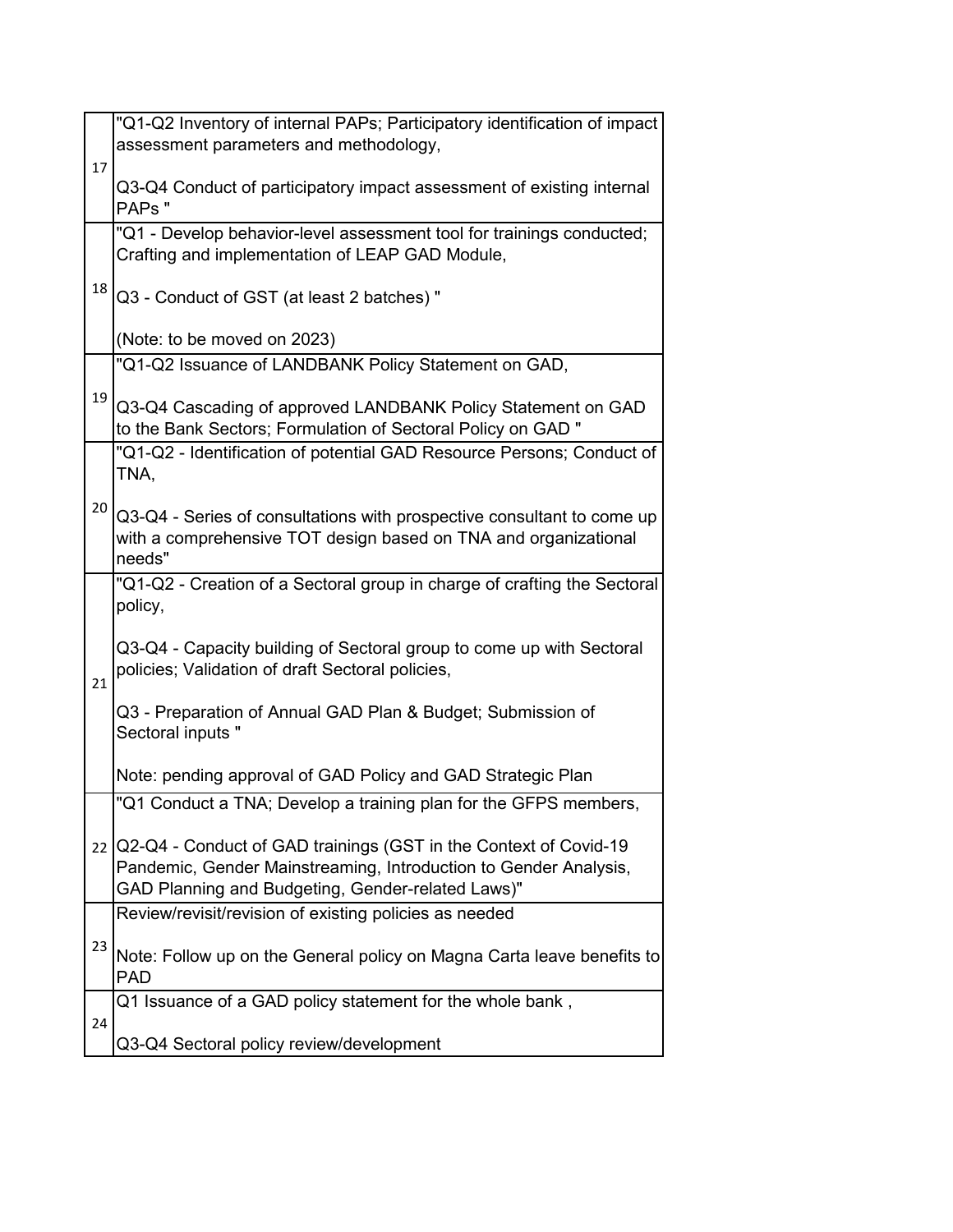| | |
|---|---|
| 17 | "Q1-Q2 Inventory of internal PAPs; Participatory identification of impact assessment parameters and methodology,<br><br>Q3-Q4 Conduct of participatory impact assessment of existing internal PAPs " |
| 18 | "Q1 - Develop behavior-level assessment tool for trainings conducted; Crafting and implementation of LEAP GAD Module,<br><br>Q3 - Conduct of GST (at least 2 batches) "<br><br>(Note: to be moved on 2023) |
| 19 | "Q1-Q2 Issuance of LANDBANK Policy Statement on GAD,<br><br>Q3-Q4 Cascading of approved LANDBANK Policy Statement on GAD to the Bank Sectors; Formulation of Sectoral Policy on GAD " |
| 20 | "Q1-Q2 - Identification of potential GAD Resource Persons; Conduct of TNA,<br><br>Q3-Q4 - Series of consultations with prospective consultant to come up with a comprehensive TOT design based on TNA and organizational needs" |
| 21 | "Q1-Q2 - Creation of a Sectoral group in charge of crafting the Sectoral policy,<br><br>Q3-Q4 - Capacity building of Sectoral group to come up with Sectoral policies; Validation of draft Sectoral policies,<br><br>Q3 - Preparation of Annual GAD Plan & Budget; Submission of Sectoral inputs "<br><br>Note: pending approval of GAD Policy and GAD Strategic Plan |
| 22 | "Q1 Conduct a TNA; Develop a training plan for the GFPS members,<br><br>Q2-Q4 - Conduct of GAD trainings (GST in the Context of Covid-19 Pandemic, Gender Mainstreaming, Introduction to Gender Analysis, GAD Planning and Budgeting, Gender-related Laws)" |
| 23 | Review/revisit/revision of existing policies as needed<br><br>Note: Follow up on the General policy on Magna Carta leave benefits to PAD |
| 24 | Q1 Issuance of a GAD policy statement for the whole bank ,<br><br>Q3-Q4 Sectoral policy review/development |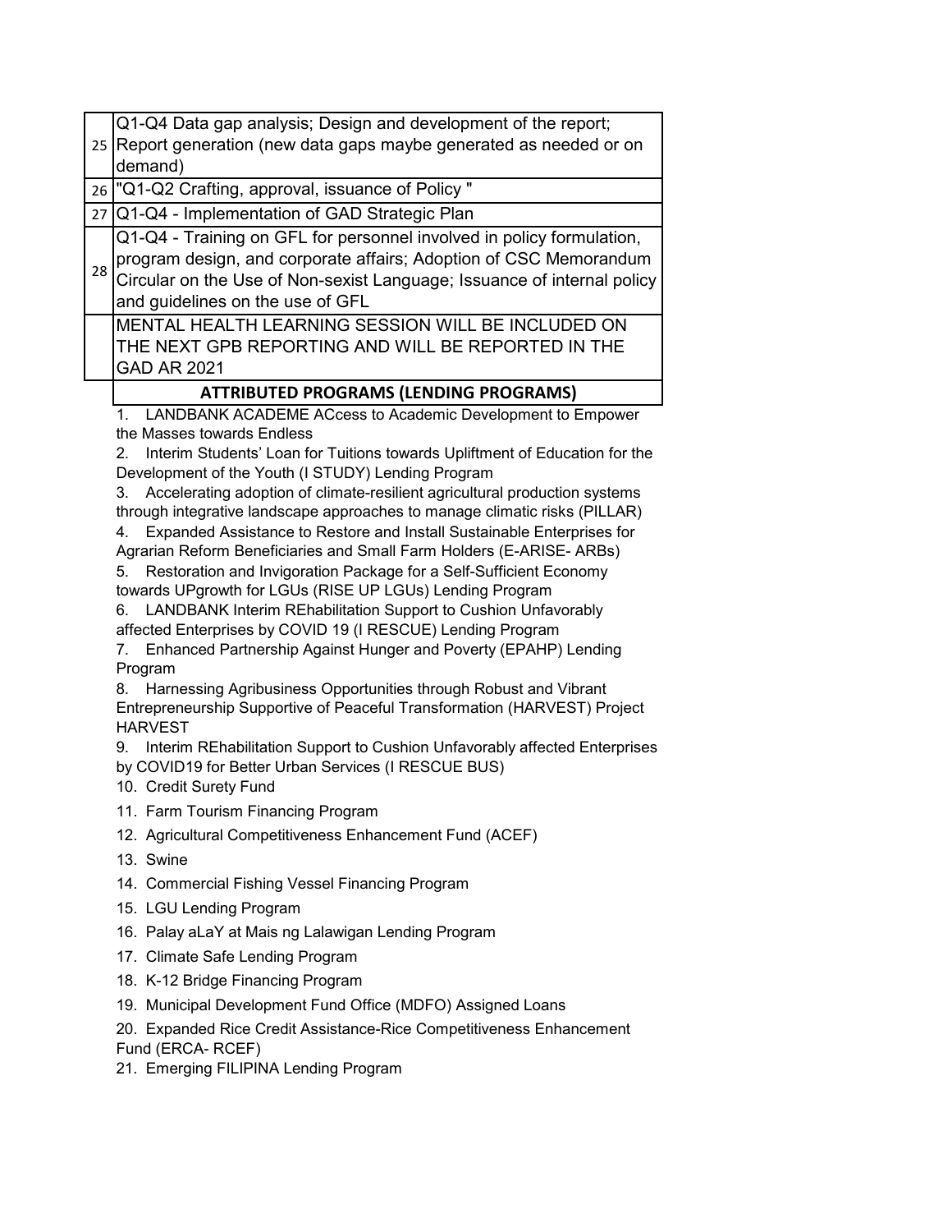| | |
|---|---|
| 25 | Q1-Q4 Data gap analysis; Design and development of the report; Report generation (new data gaps maybe generated as needed or on demand) |
| 26 | "Q1-Q2 Crafting, approval, issuance of Policy " |
| 27 | Q1-Q4 - Implementation of GAD Strategic Plan |
| 28 | Q1-Q4 - Training on GFL for personnel involved in policy formulation, program design, and corporate affairs; Adoption of CSC Memorandum Circular on the Use of Non-sexist Language; Issuance of internal policy and guidelines on the use of GFL |
| | MENTAL HEALTH LEARNING SESSION WILL BE INCLUDED ON THE NEXT GPB REPORTING AND WILL BE REPORTED IN THE GAD AR 2021 |

**ATTRIBUTED PROGRAMS (LENDING PROGRAMS)**

1. LANDBANK ACADEME ACcess to Academic Development to Empower the Masses towards Endless
2. Interim Students' Loan for Tuitions towards Upliftment of Education for the Development of the Youth (I STUDY) Lending Program
3. Accelerating adoption of climate-resilient agricultural production systems through integrative landscape approaches to manage climatic risks (PILLAR)
4. Expanded Assistance to Restore and Install Sustainable Enterprises for Agrarian Reform Beneficiaries and Small Farm Holders (E-ARISE- ARBs)
5. Restoration and Invigoration Package for a Self-Sufficient Economy towards UPgrowth for LGUs (RISE UP LGUs) Lending Program
6. LANDBANK Interim REhabilitation Support to Cushion Unfavorably affected Enterprises by COVID 19 (I RESCUE) Lending Program
7. Enhanced Partnership Against Hunger and Poverty (EPAHP) Lending Program
8. Harnessing Agribusiness Opportunities through Robust and Vibrant Entrepreneurship Supportive of Peaceful Transformation (HARVEST) Project HARVEST
9. Interim REhabilitation Support to Cushion Unfavorably affected Enterprises by COVID19 for Better Urban Services (I RESCUE BUS)
10. Credit Surety Fund
11. Farm Tourism Financing Program
12. Agricultural Competitiveness Enhancement Fund (ACEF)
13. Swine
14. Commercial Fishing Vessel Financing Program
15. LGU Lending Program
16. Palay aLaY at Mais ng Lalawigan Lending Program
17. Climate Safe Lending Program
18. K-12 Bridge Financing Program
19. Municipal Development Fund Office (MDFO) Assigned Loans
20. Expanded Rice Credit Assistance-Rice Competitiveness Enhancement Fund (ERCA- RCEF)
21. Emerging FILIPINA Lending Program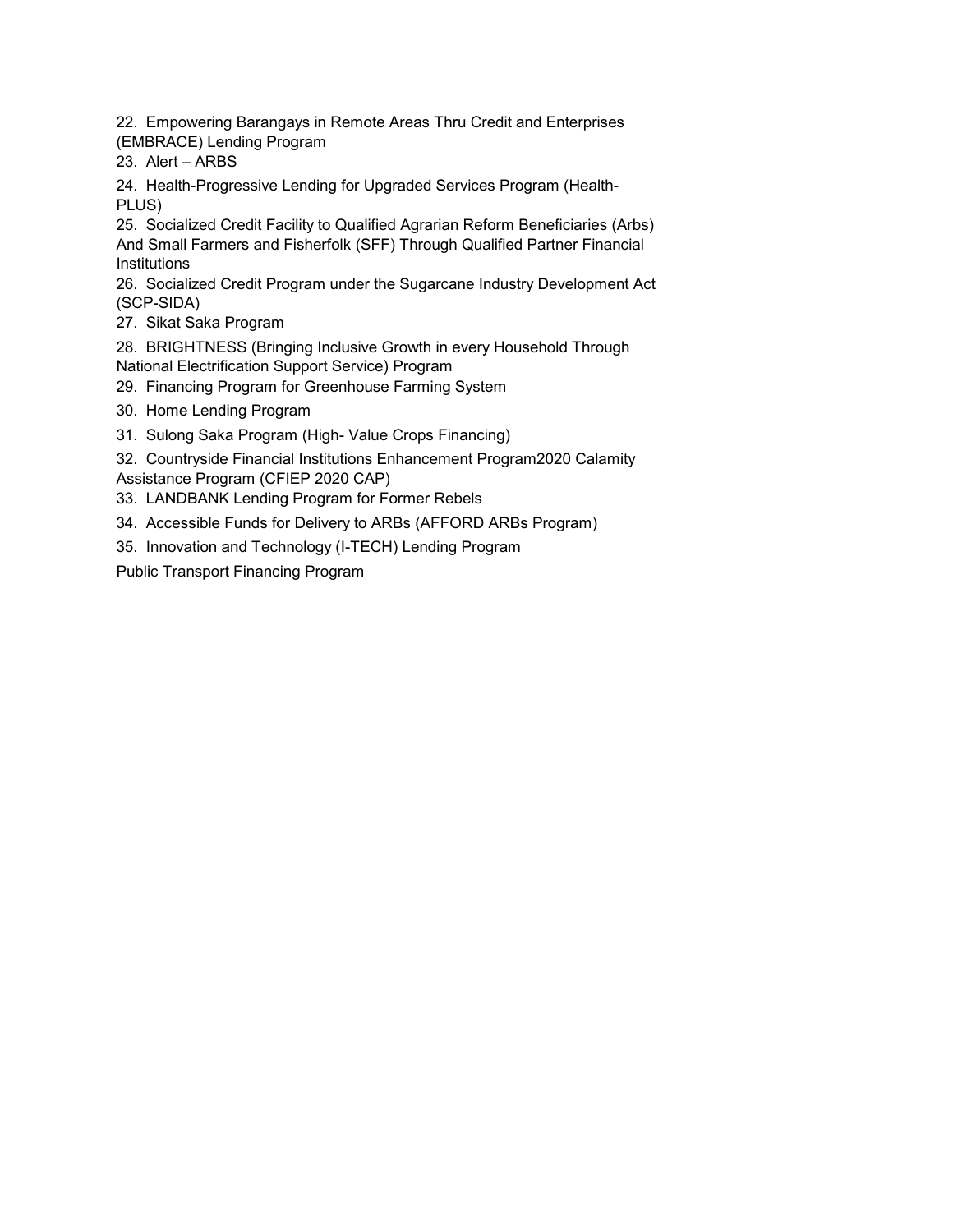22. Empowering Barangays in Remote Areas Thru Credit and Enterprises (EMBRACE) Lending Program
23. Alert – ARBS
24. Health-Progressive Lending for Upgraded Services Program (Health-PLUS)
25. Socialized Credit Facility to Qualified Agrarian Reform Beneficiaries (Arbs) And Small Farmers and Fisherfolk (SFF) Through Qualified Partner Financial Institutions
26. Socialized Credit Program under the Sugarcane Industry Development Act (SCP-SIDA)
27. Sikat Saka Program
28. BRIGHTNESS (Bringing Inclusive Growth in every Household Through National Electrification Support Service) Program
29. Financing Program for Greenhouse Farming System
30. Home Lending Program
31. Sulong Saka Program (High- Value Crops Financing)
32. Countryside Financial Institutions Enhancement Program2020 Calamity Assistance Program (CFIEP 2020 CAP)
33. LANDBANK Lending Program for Former Rebels
34. Accessible Funds for Delivery to ARBs (AFFORD ARBs Program)
35. Innovation and Technology (I-TECH) Lending Program

Public Transport Financing Program